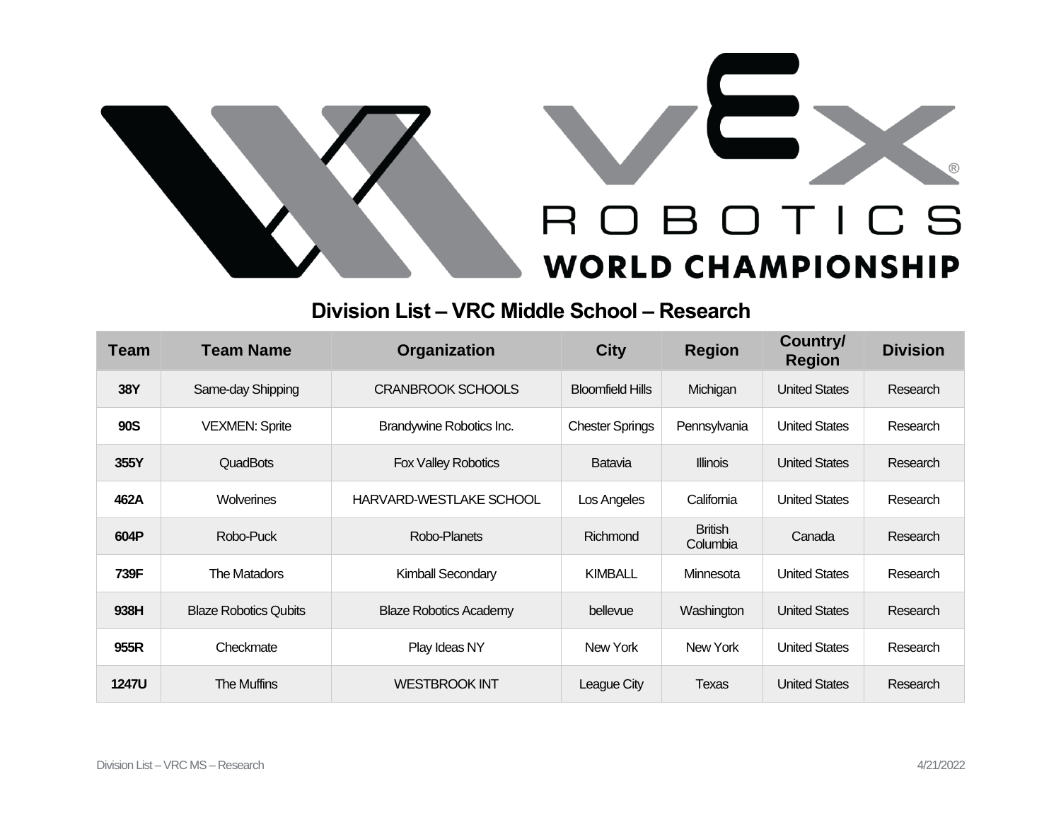# VEX ROBOTICS WORLD CHAMPIONSHIP

## Division List – VRC Middle School – Research

| Team | Team Name | Organization | City | Region | Country/ Region | Division |
|---|---|---|---|---|---|---|
| 38Y | Same-day Shipping | CRANBROOK SCHOOLS | Bloomfield Hills | Michigan | United States | Research |
| 90S | VEXMEN: Sprite | Brandywine Robotics Inc. | Chester Springs | Pennsylvania | United States | Research |
| 355Y | QuadBots | Fox Valley Robotics | Batavia | Illinois | United States | Research |
| 462A | Wolverines | HARVARD-WESTLAKE SCHOOL | Los Angeles | California | United States | Research |
| 604P | Robo-Puck | Robo-Planets | Richmond | British Columbia | Canada | Research |
| 739F | The Matadors | Kimball Secondary | KIMBALL | Minnesota | United States | Research |
| 938H | Blaze Robotics Qubits | Blaze Robotics Academy | bellevue | Washington | United States | Research |
| 955R | Checkmate | Play Ideas NY | New York | New York | United States | Research |
| 1247U | The Muffins | WESTBROOK INT | League City | Texas | United States | Research |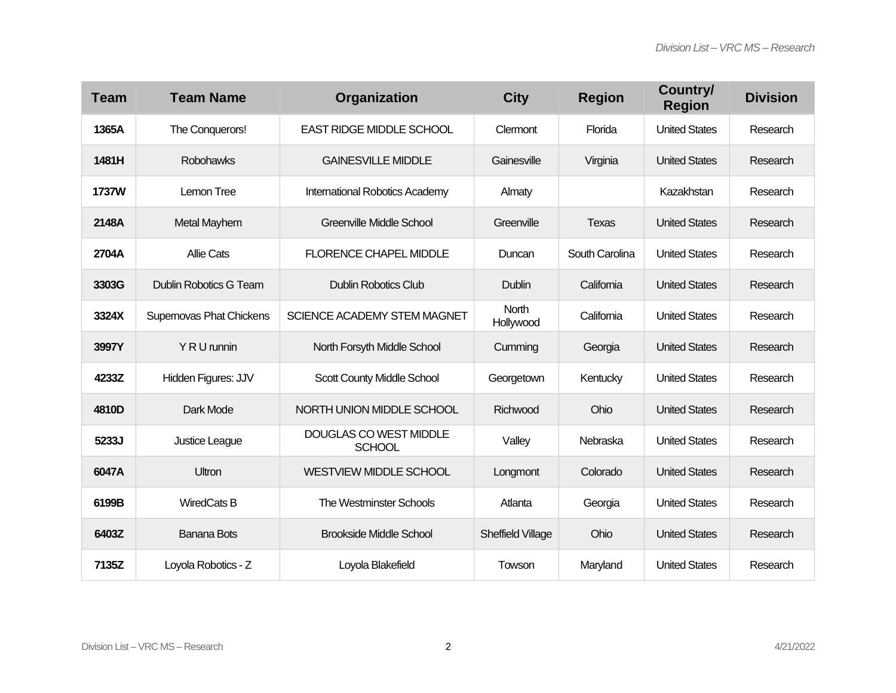| Team | Team Name | Organization | City | Region | Country/ Region | Division |
|---|---|---|---|---|---|---|
| **1365A** | The Conquerors! | EAST RIDGE MIDDLE SCHOOL | Clermont | Florida | United States | Research |
| **1481H** | Robohawks | GAINESVILLE MIDDLE | Gainesville | Virginia | United States | Research |
| **1737W** | Lemon Tree | International Robotics Academy | Almaty | | Kazakhstan | Research |
| **2148A** | Metal Mayhem | Greenville Middle School | Greenville | Texas | United States | Research |
| **2704A** | Allie Cats | FLORENCE CHAPEL MIDDLE | Duncan | South Carolina | United States | Research |
| **3303G** | Dublin Robotics G Team | Dublin Robotics Club | Dublin | California | United States | Research |
| **3324X** | Supernovas Phat Chickens | SCIENCE ACADEMY STEM MAGNET | North Hollywood | California | United States | Research |
| **3997Y** | Y R U runnin | North Forsyth Middle School | Cumming | Georgia | United States | Research |
| **4233Z** | Hidden Figures: JJV | Scott County Middle School | Georgetown | Kentucky | United States | Research |
| **4810D** | Dark Mode | NORTH UNION MIDDLE SCHOOL | Richwood | Ohio | United States | Research |
| **5233J** | Justice League | DOUGLAS CO WEST MIDDLE SCHOOL | Valley | Nebraska | United States | Research |
| **6047A** | Ultron | WESTVIEW MIDDLE SCHOOL | Longmont | Colorado | United States | Research |
| **6199B** | WiredCats B | The Westminster Schools | Atlanta | Georgia | United States | Research |
| **6403Z** | Banana Bots | Brookside Middle School | Sheffield Village | Ohio | United States | Research |
| **7135Z** | Loyola Robotics - Z | Loyola Blakefield | Towson | Maryland | United States | Research |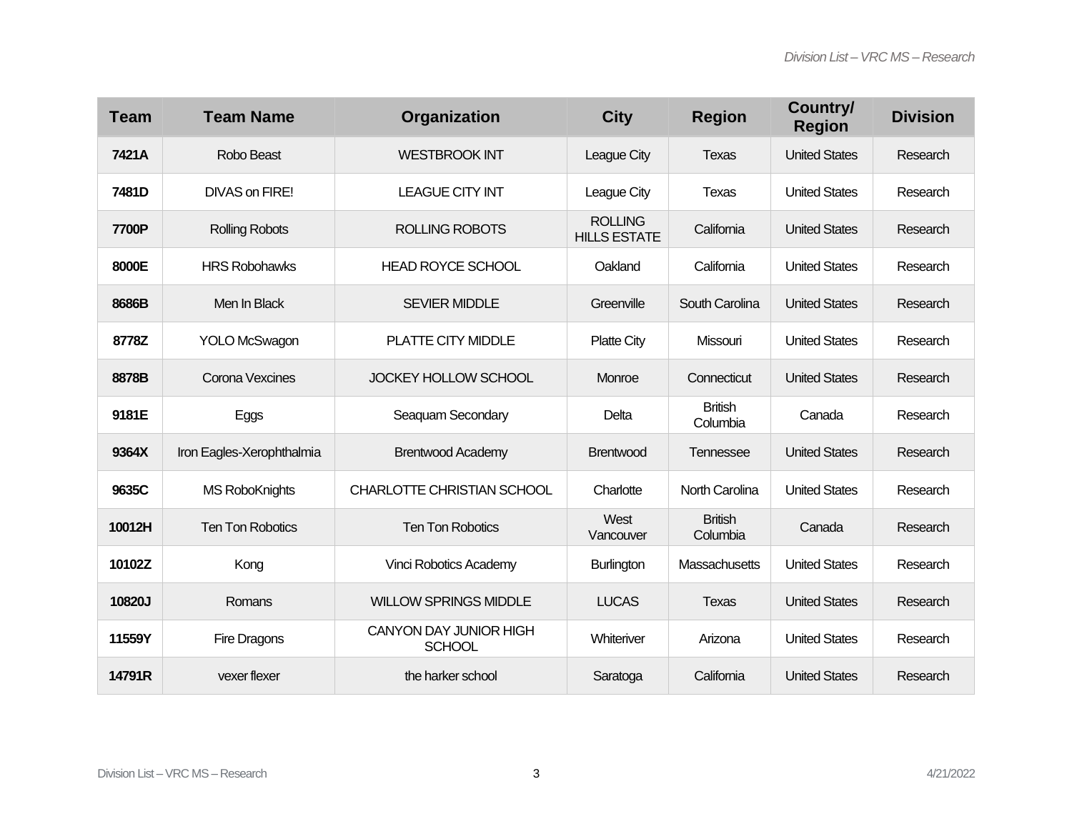| Team | Team Name | Organization | City | Region | Country/ Region | Division |
|---|---|---|---|---|---|---|
| **7421A** | Robo Beast | WESTBROOK INT | League City | Texas | United States | Research |
| **7481D** | DIVAS on FIRE! | LEAGUE CITY INT | League City | Texas | United States | Research |
| **7700P** | Rolling Robots | ROLLING ROBOTS | ROLLING HILLS ESTATE | California | United States | Research |
| **8000E** | HRS Robohawks | HEAD ROYCE SCHOOL | Oakland | California | United States | Research |
| **8686B** | Men In Black | SEVIER MIDDLE | Greenville | South Carolina | United States | Research |
| **8778Z** | YOLO McSwagon | PLATTE CITY MIDDLE | Platte City | Missouri | United States | Research |
| **8878B** | Corona Vexcines | JOCKEY HOLLOW SCHOOL | Monroe | Connecticut | United States | Research |
| **9181E** | Eggs | Seaquam Secondary | Delta | British Columbia | Canada | Research |
| **9364X** | Iron Eagles-Xerophthalmia | Brentwood Academy | Brentwood | Tennessee | United States | Research |
| **9635C** | MS RoboKnights | CHARLOTTE CHRISTIAN SCHOOL | Charlotte | North Carolina | United States | Research |
| **10012H** | Ten Ton Robotics | Ten Ton Robotics | West Vancouver | British Columbia | Canada | Research |
| **10102Z** | Kong | Vinci Robotics Academy | Burlington | Massachusetts | United States | Research |
| **10820J** | Romans | WILLOW SPRINGS MIDDLE | LUCAS | Texas | United States | Research |
| **11559Y** | Fire Dragons | CANYON DAY JUNIOR HIGH SCHOOL | Whiteriver | Arizona | United States | Research |
| **14791R** | vexer flexer | the harker school | Saratoga | California | United States | Research |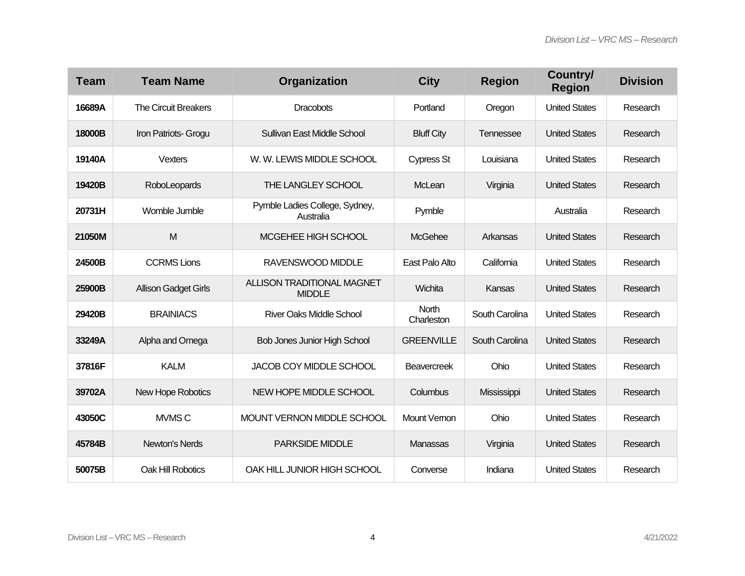| Team | Team Name | Organization | City | Region | Country/ Region | Division |
|---|---|---|---|---|---|---|
| 16689A | The Circuit Breakers | Dracobots | Portland | Oregon | United States | Research |
| 18000B | Iron Patriots- Grogu | Sullivan East Middle School | Bluff City | Tennessee | United States | Research |
| 19140A | Vexters | W. W. LEWIS MIDDLE SCHOOL | Cypress St | Louisiana | United States | Research |
| 19420B | RoboLeopards | THE LANGLEY SCHOOL | McLean | Virginia | United States | Research |
| 20731H | Womble Jumble | Pymble Ladies College, Sydney, Australia | Pymble | | Australia | Research |
| 21050M | M | MCGEHEE HIGH SCHOOL | McGehee | Arkansas | United States | Research |
| 24500B | CCRMS Lions | RAVENSWOOD MIDDLE | East Palo Alto | California | United States | Research |
| 25900B | Allison Gadget Girls | ALLISON TRADITIONAL MAGNET MIDDLE | Wichita | Kansas | United States | Research |
| 29420B | BRAINIACS | River Oaks Middle School | North Charleston | South Carolina | United States | Research |
| 33249A | Alpha and Omega | Bob Jones Junior High School | GREENVILLE | South Carolina | United States | Research |
| 37816F | KALM | JACOB COY MIDDLE SCHOOL | Beavercreek | Ohio | United States | Research |
| 39702A | New Hope Robotics | NEW HOPE MIDDLE SCHOOL | Columbus | Mississippi | United States | Research |
| 43050C | MVMS C | MOUNT VERNON MIDDLE SCHOOL | Mount Vernon | Ohio | United States | Research |
| 45784B | Newton's Nerds | PARKSIDE MIDDLE | Manassas | Virginia | United States | Research |
| 50075B | Oak Hill Robotics | OAK HILL JUNIOR HIGH SCHOOL | Converse | Indiana | United States | Research |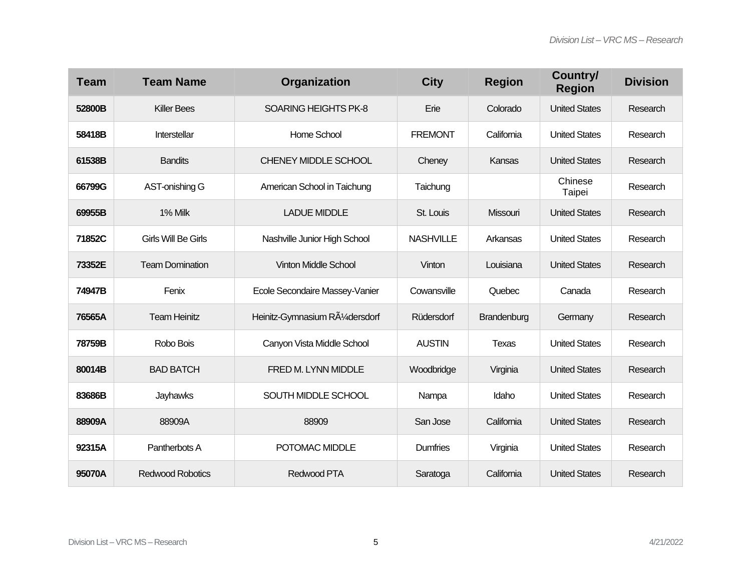| Team | Team Name | Organization | City | Region | Country/ Region | Division |
|---|---|---|---|---|---|---|
| 52800B | Killer Bees | SOARING HEIGHTS PK-8 | Erie | Colorado | United States | Research |
| 58418B | Interstellar | Home School | FREMONT | California | United States | Research |
| 61538B | Bandits | CHENEY MIDDLE SCHOOL | Cheney | Kansas | United States | Research |
| 66799G | AST-onishing G | American School in Taichung | Taichung | | Chinese Taipei | Research |
| 69955B | 1% Milk | LADUE MIDDLE | St. Louis | Missouri | United States | Research |
| 71852C | Girls Will Be Girls | Nashville Junior High School | NASHVILLE | Arkansas | United States | Research |
| 73352E | Team Domination | Vinton Middle School | Vinton | Louisiana | United States | Research |
| 74947B | Fenix | Ecole Secondaire Massey-Vanier | Cowansville | Quebec | Canada | Research |
| 76565A | Team Heinitz | Heinitz-Gymnasium RÃ¼dersdorf | Rüdersdorf | Brandenburg | Germany | Research |
| 78759B | Robo Bois | Canyon Vista Middle School | AUSTIN | Texas | United States | Research |
| 80014B | BAD BATCH | FRED M. LYNN MIDDLE | Woodbridge | Virginia | United States | Research |
| 83686B | Jayhawks | SOUTH MIDDLE SCHOOL | Nampa | Idaho | United States | Research |
| 88909A | 88909A | 88909 | San Jose | California | United States | Research |
| 92315A | Pantherbots A | POTOMAC MIDDLE | Dumfries | Virginia | United States | Research |
| 95070A | Redwood Robotics | Redwood PTA | Saratoga | California | United States | Research |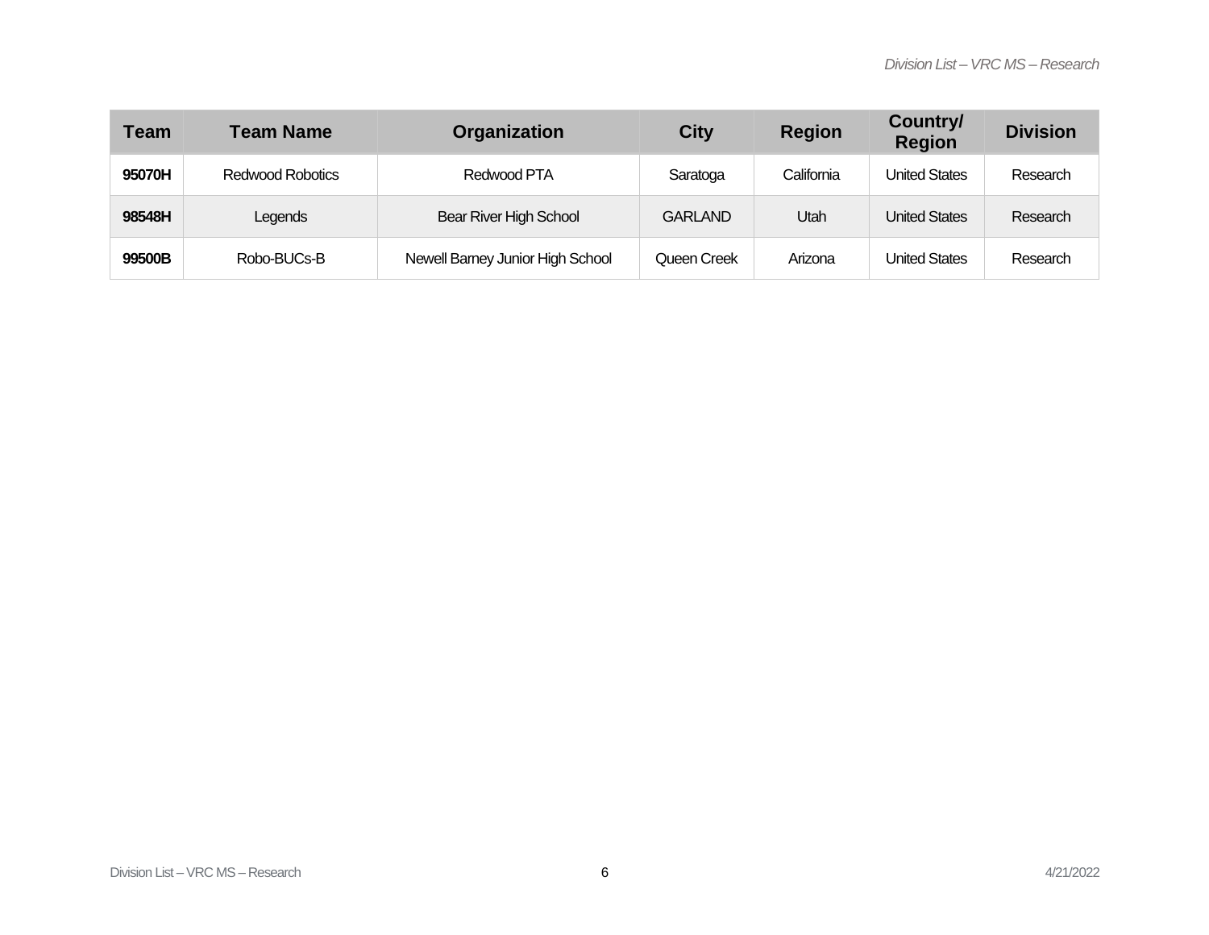| Team | Team Name | Organization | City | Region | Country/ Region | Division |
|---|---|---|---|---|---|---|
| **95070H** | Redwood Robotics | Redwood PTA | Saratoga | California | United States | Research |
| **98548H** | Legends | Bear River High School | GARLAND | Utah | United States | Research |
| **99500B** | Robo-BUCs-B | Newell Barney Junior High School | Queen Creek | Arizona | United States | Research |